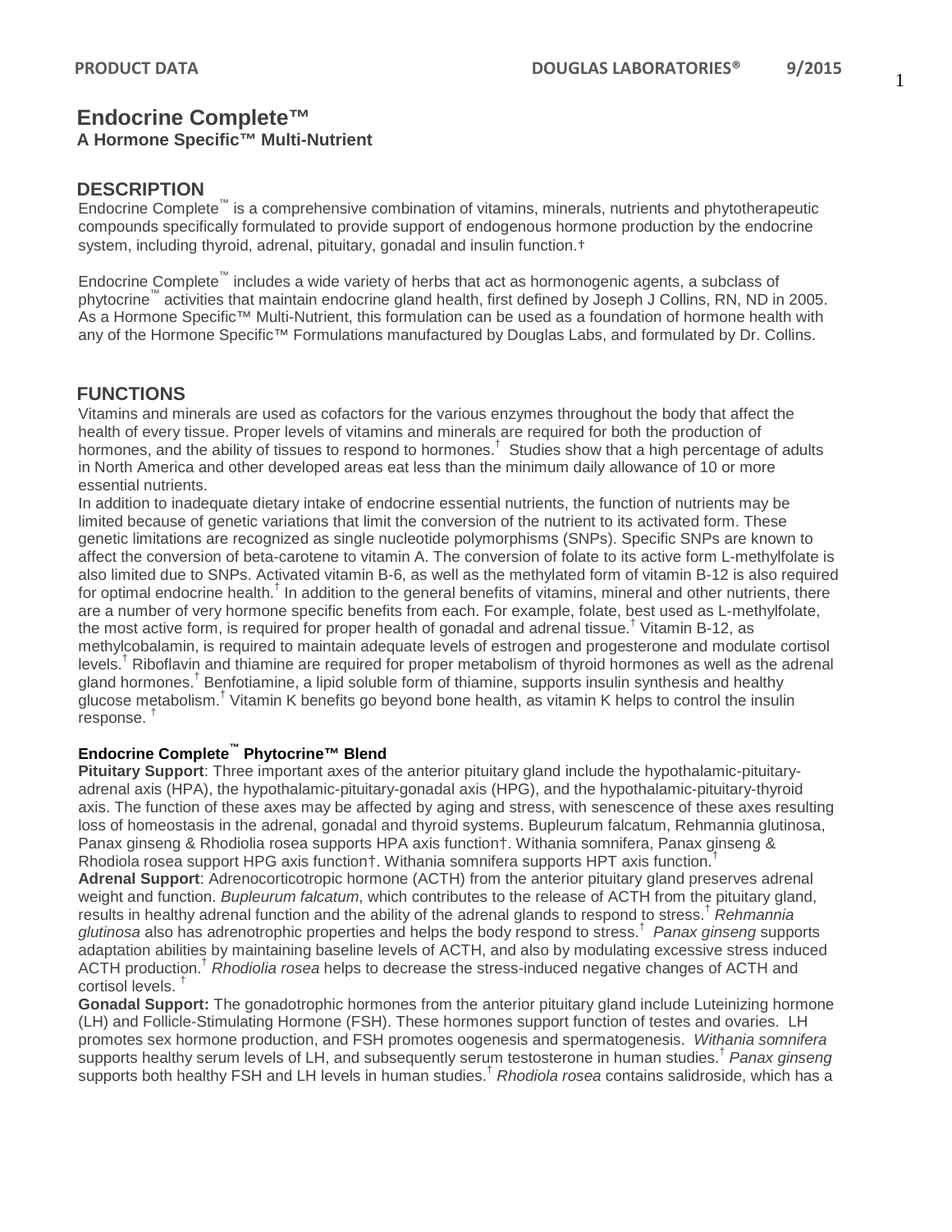# Endocrine Complete™

**A Hormone Specific™ Multi-Nutrient**

## DESCRIPTION

Endocrine Complete™ is a comprehensive combination of vitamins, minerals, nutrients and phytotherapeutic compounds specifically formulated to provide support of endogenous hormone production by the endocrine system, including thyroid, adrenal, pituitary, gonadal and insulin function.†

Endocrine Complete™ includes a wide variety of herbs that act as hormonogenic agents, a subclass of phytocrine™ activities that maintain endocrine gland health, first defined by Joseph J Collins, RN, ND in 2005. As a Hormone Specific™ Multi-Nutrient, this formulation can be used as a foundation of hormone health with any of the Hormone Specific™ Formulations manufactured by Douglas Labs, and formulated by Dr. Collins.

## FUNCTIONS

Vitamins and minerals are used as cofactors for the various enzymes throughout the body that affect the health of every tissue. Proper levels of vitamins and minerals are required for both the production of hormones, and the ability of tissues to respond to hormones.† Studies show that a high percentage of adults in North America and other developed areas eat less than the minimum daily allowance of 10 or more essential nutrients.

In addition to inadequate dietary intake of endocrine essential nutrients, the function of nutrients may be limited because of genetic variations that limit the conversion of the nutrient to its activated form. These genetic limitations are recognized as single nucleotide polymorphisms (SNPs). Specific SNPs are known to affect the conversion of beta-carotene to vitamin A. The conversion of folate to its active form L-methylfolate is also limited due to SNPs. Activated vitamin B-6, as well as the methylated form of vitamin B-12 is also required for optimal endocrine health.† In addition to the general benefits of vitamins, mineral and other nutrients, there are a number of very hormone specific benefits from each. For example, folate, best used as L-methylfolate, the most active form, is required for proper health of gonadal and adrenal tissue.† Vitamin B-12, as methylcobalamin, is required to maintain adequate levels of estrogen and progesterone and modulate cortisol levels.† Riboflavin and thiamine are required for proper metabolism of thyroid hormones as well as the adrenal gland hormones.† Benfotiamine, a lipid soluble form of thiamine, supports insulin synthesis and healthy glucose metabolism.† Vitamin K benefits go beyond bone health, as vitamin K helps to control the insulin response. †

### Endocrine Complete™ Phytocrine™ Blend

**Pituitary Support**: Three important axes of the anterior pituitary gland include the hypothalamic-pituitary-adrenal axis (HPA), the hypothalamic-pituitary-gonadal axis (HPG), and the hypothalamic-pituitary-thyroid axis. The function of these axes may be affected by aging and stress, with senescence of these axes resulting loss of homeostasis in the adrenal, gonadal and thyroid systems. Bupleurum falcatum, Rehmannia glutinosa, Panax ginseng & Rhodiolia rosea supports HPA axis function†. Withania somnifera, Panax ginseng & Rhodiola rosea support HPG axis function†. Withania somnifera supports HPT axis function.†

**Adrenal Support**: Adrenocorticotropic hormone (ACTH) from the anterior pituitary gland preserves adrenal weight and function. *Bupleurum falcatum*, which contributes to the release of ACTH from the pituitary gland, results in healthy adrenal function and the ability of the adrenal glands to respond to stress.† *Rehmannia glutinosa* also has adrenotrophic properties and helps the body respond to stress.† *Panax ginseng* supports adaptation abilities by maintaining baseline levels of ACTH, and also by modulating excessive stress induced ACTH production.† *Rhodiolia rosea* helps to decrease the stress-induced negative changes of ACTH and cortisol levels. †

**Gonadal Support:** The gonadotrophic hormones from the anterior pituitary gland include Luteinizing hormone (LH) and Follicle-Stimulating Hormone (FSH). These hormones support function of testes and ovaries. LH promotes sex hormone production, and FSH promotes oogenesis and spermatogenesis. *Withania somnifera* supports healthy serum levels of LH, and subsequently serum testosterone in human studies.† *Panax ginseng* supports both healthy FSH and LH levels in human studies.† *Rhodiola rosea* contains salidroside, which has a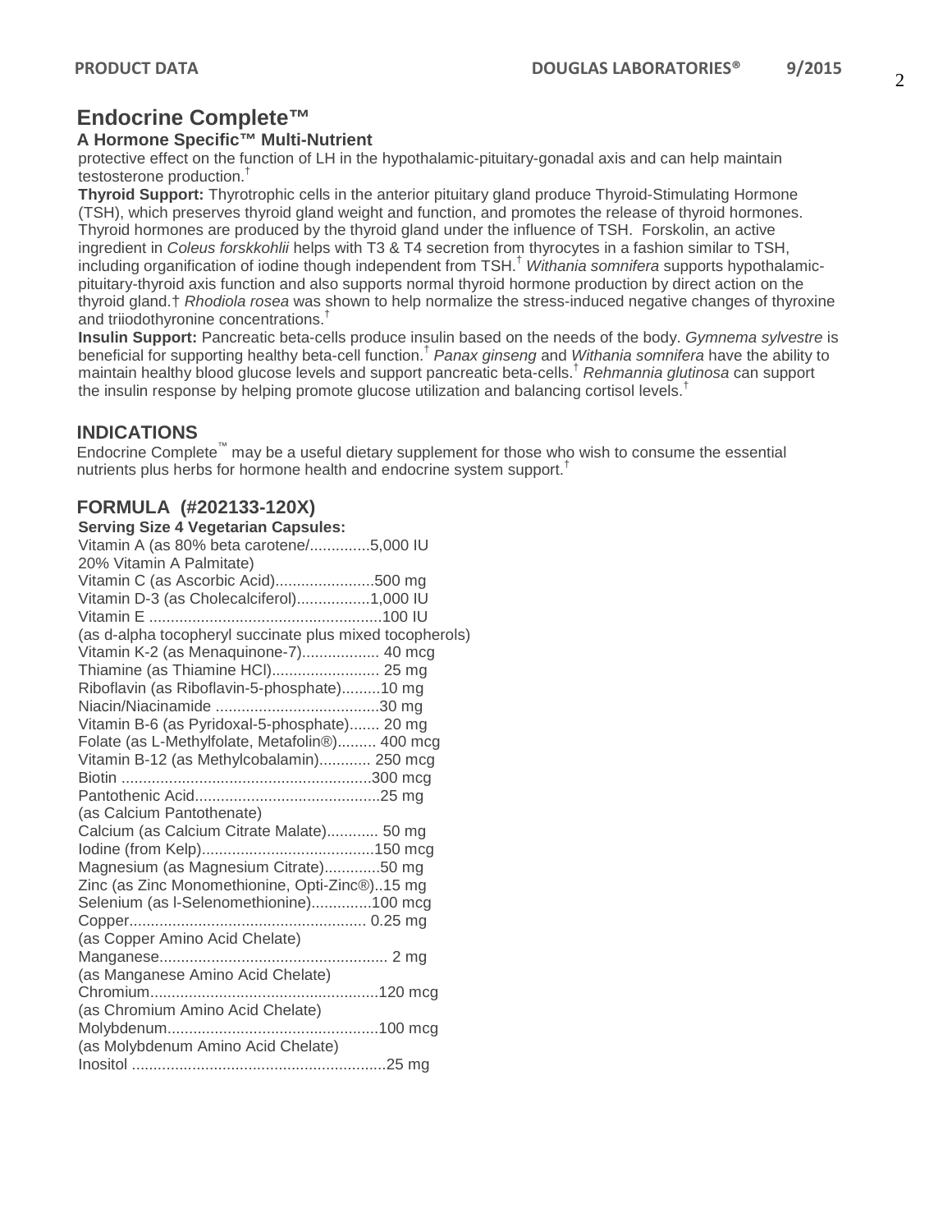# Endocrine Complete™

### A Hormone Specific™ Multi-Nutrient

protective effect on the function of LH in the hypothalamic-pituitary-gonadal axis and can help maintain testosterone production.†

**Thyroid Support:** Thyrotrophic cells in the anterior pituitary gland produce Thyroid-Stimulating Hormone (TSH), which preserves thyroid gland weight and function, and promotes the release of thyroid hormones. Thyroid hormones are produced by the thyroid gland under the influence of TSH. Forskolin, an active ingredient in *Coleus forskkohlii* helps with T3 & T4 secretion from thyrocytes in a fashion similar to TSH, including organification of iodine though independent from TSH.† *Withania somnifera* supports hypothalamic-pituitary-thyroid axis function and also supports normal thyroid hormone production by direct action on the thyroid gland.† *Rhodiola rosea* was shown to help normalize the stress-induced negative changes of thyroxine and triiodothyronine concentrations.†

**Insulin Support:** Pancreatic beta-cells produce insulin based on the needs of the body. *Gymnema sylvestre* is beneficial for supporting healthy beta-cell function.† *Panax ginseng* and *Withania somnifera* have the ability to maintain healthy blood glucose levels and support pancreatic beta-cells.† *Rehmannia glutinosa* can support the insulin response by helping promote glucose utilization and balancing cortisol levels.†

## INDICATIONS

Endocrine Complete™ may be a useful dietary supplement for those who wish to consume the essential nutrients plus herbs for hormone health and endocrine system support.†

## FORMULA (#202133-120X)

**Serving Size 4 Vegetarian Capsules:**

Vitamin A (as 80% beta carotene/..............5,000 IU
20% Vitamin A Palmitate)
Vitamin C (as Ascorbic Acid).......................500 mg
Vitamin D-3 (as Cholecalciferol).................1,000 IU
Vitamin E ......................................................100 IU
(as d-alpha tocopheryl succinate plus mixed tocopherols)
Vitamin K-2 (as Menaquinone-7).................. 40 mcg
Thiamine (as Thiamine HCl)......................... 25 mg
Riboflavin (as Riboflavin-5-phosphate).........10 mg
Niacin/Niacinamide ......................................30 mg
Vitamin B-6 (as Pyridoxal-5-phosphate)....... 20 mg
Folate (as L-Methylfolate, Metafolin®)......... 400 mcg
Vitamin B-12 (as Methylcobalamin)............ 250 mcg
Biotin ..........................................................300 mcg
Pantothenic Acid...........................................25 mg
(as Calcium Pantothenate)
Calcium (as Calcium Citrate Malate)............ 50 mg
Iodine (from Kelp)........................................150 mcg
Magnesium (as Magnesium Citrate).............50 mg
Zinc (as Zinc Monomethionine, Opti-Zinc®)..15 mg
Selenium (as l-Selenomethionine)..............100 mcg
Copper....................................................... 0.25 mg
(as Copper Amino Acid Chelate)
Manganese.................................................... 2 mg
(as Manganese Amino Acid Chelate)
Chromium.....................................................120 mcg
(as Chromium Amino Acid Chelate)
Molybdenum.................................................100 mcg
(as Molybdenum Amino Acid Chelate)
Inositol ..........................................................25 mg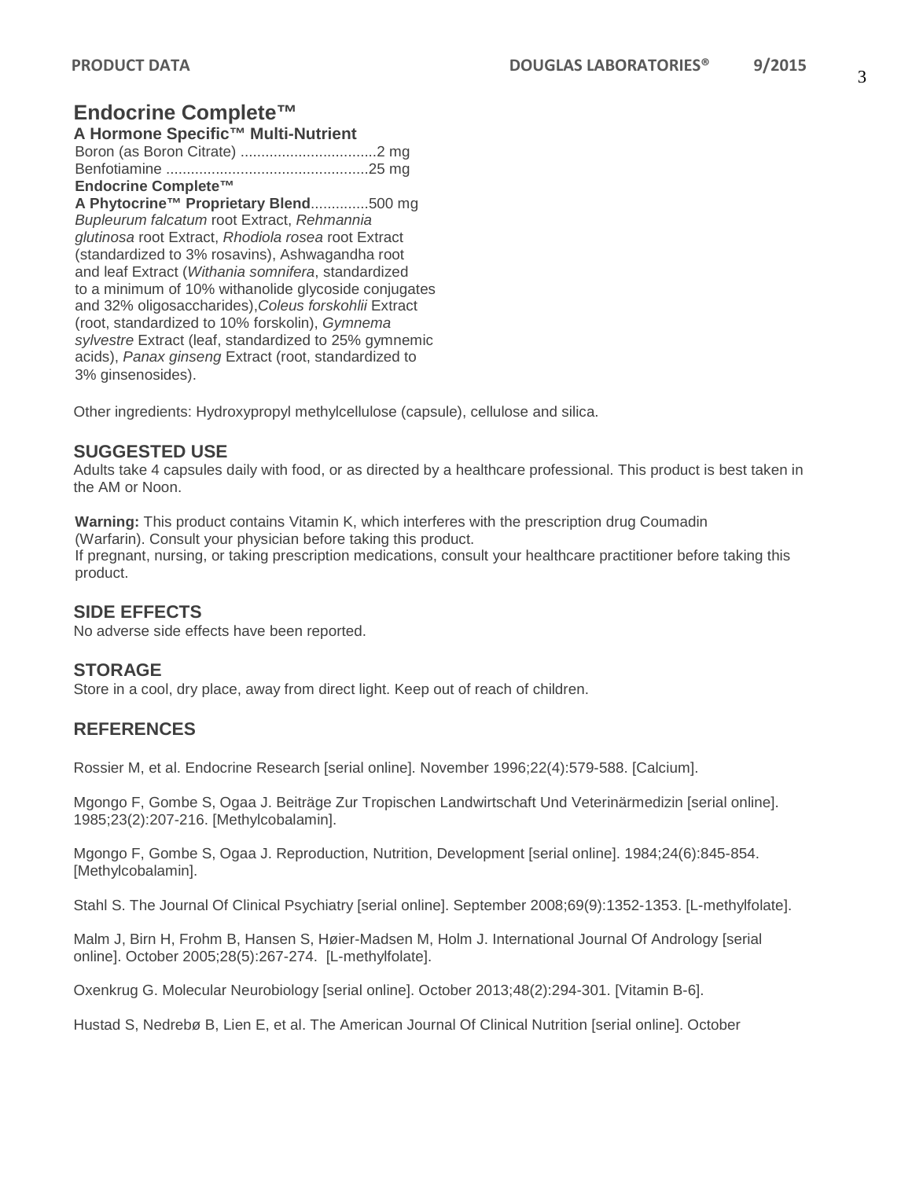## Endocrine Complete™

**A Hormone Specific™ Multi-Nutrient**

Boron (as Boron Citrate) ................................2 mg
Benfotiamine ................................................25 mg

**Endocrine Complete™**
**A Phytocrine™ Proprietary Blend**..............500 mg
*Bupleurum falcatum* root Extract, *Rehmannia glutinosa* root Extract, *Rhodiola rosea* root Extract (standardized to 3% rosavins), Ashwagandha root and leaf Extract (*Withania somnifera*, standardized to a minimum of 10% withanolide glycoside conjugates and 32% oligosaccharides),*Coleus forskohlii* Extract (root, standardized to 10% forskolin), *Gymnema sylvestre* Extract (leaf, standardized to 25% gymnemic acids), *Panax ginseng* Extract (root, standardized to 3% ginsenosides).

Other ingredients: Hydroxypropyl methylcellulose (capsule), cellulose and silica.

## SUGGESTED USE

Adults take 4 capsules daily with food, or as directed by a healthcare professional. This product is best taken in the AM or Noon.

**Warning:** This product contains Vitamin K, which interferes with the prescription drug Coumadin (Warfarin). Consult your physician before taking this product.
If pregnant, nursing, or taking prescription medications, consult your healthcare practitioner before taking this product.

## SIDE EFFECTS

No adverse side effects have been reported.

## STORAGE

Store in a cool, dry place, away from direct light. Keep out of reach of children.

## REFERENCES

Rossier M, et al. Endocrine Research [serial online]. November 1996;22(4):579-588. [Calcium].

Mgongo F, Gombe S, Ogaa J. Beiträge Zur Tropischen Landwirtschaft Und Veterinärmedizin [serial online]. 1985;23(2):207-216. [Methylcobalamin].

Mgongo F, Gombe S, Ogaa J. Reproduction, Nutrition, Development [serial online]. 1984;24(6):845-854. [Methylcobalamin].

Stahl S. The Journal Of Clinical Psychiatry [serial online]. September 2008;69(9):1352-1353. [L-methylfolate].

Malm J, Birn H, Frohm B, Hansen S, Høier-Madsen M, Holm J. International Journal Of Andrology [serial online]. October 2005;28(5):267-274. [L-methylfolate].

Oxenkrug G. Molecular Neurobiology [serial online]. October 2013;48(2):294-301. [Vitamin B-6].

Hustad S, Nedrebø B, Lien E, et al. The American Journal Of Clinical Nutrition [serial online]. October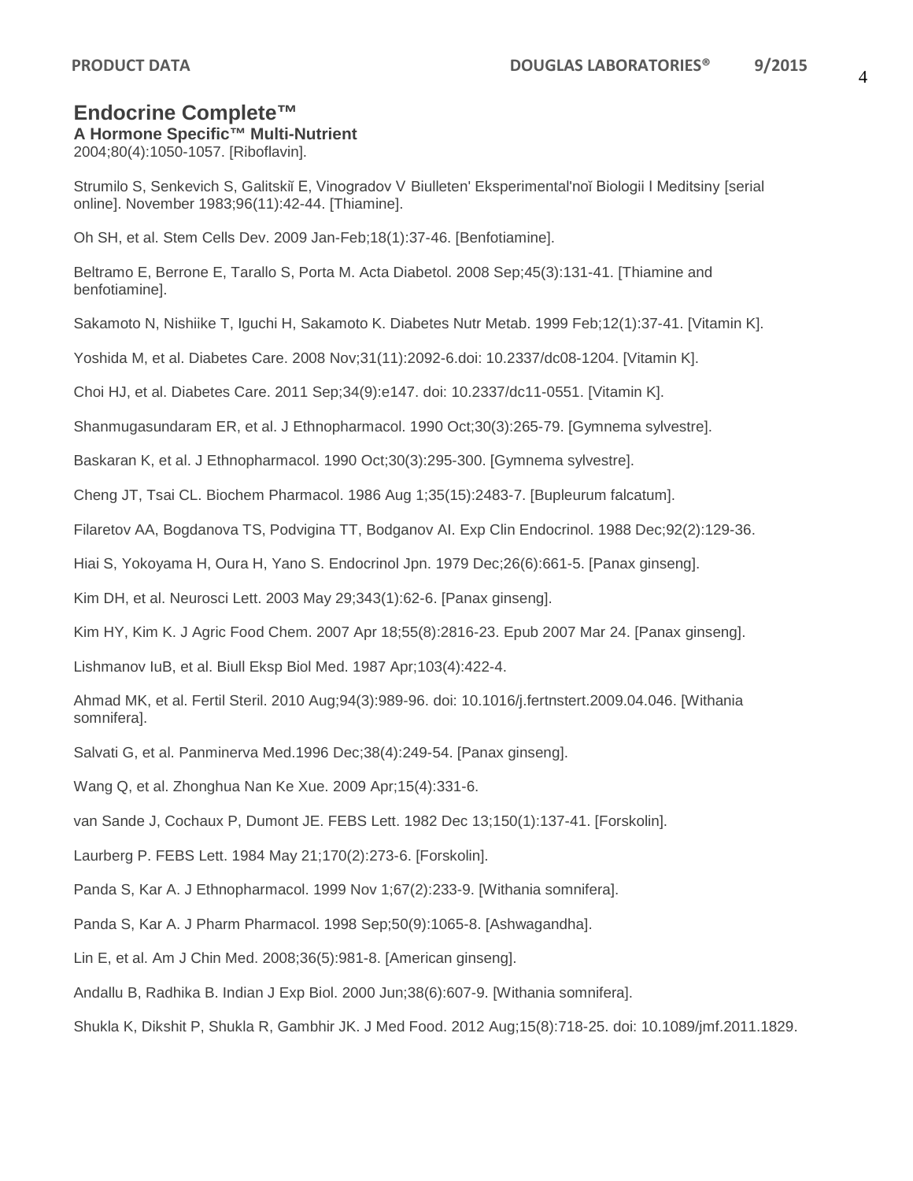2004;80(4):1050-1057. [Riboflavin].

Strumilo S, Senkevich S, Galitskiĭ E, Vinogradov V Biulleten' Eksperimental'noĭ Biologii I Meditsiny [serial online]. November 1983;96(11):42-44. [Thiamine].

Oh SH, et al. Stem Cells Dev. 2009 Jan-Feb;18(1):37-46. [Benfotiamine].

Beltramo E, Berrone E, Tarallo S, Porta M. Acta Diabetol. 2008 Sep;45(3):131-41. [Thiamine and benfotiamine].

Sakamoto N, Nishiike T, Iguchi H, Sakamoto K. Diabetes Nutr Metab. 1999 Feb;12(1):37-41. [Vitamin K].

Yoshida M, et al. Diabetes Care. 2008 Nov;31(11):2092-6.doi: 10.2337/dc08-1204. [Vitamin K].

Choi HJ, et al. Diabetes Care. 2011 Sep;34(9):e147. doi: 10.2337/dc11-0551. [Vitamin K].

Shanmugasundaram ER, et al. J Ethnopharmacol. 1990 Oct;30(3):265-79. [Gymnema sylvestre].

Baskaran K, et al. J Ethnopharmacol. 1990 Oct;30(3):295-300. [Gymnema sylvestre].

Cheng JT, Tsai CL. Biochem Pharmacol. 1986 Aug 1;35(15):2483-7. [Bupleurum falcatum].

Filaretov AA, Bogdanova TS, Podvigina TT, Bodganov AI. Exp Clin Endocrinol. 1988 Dec;92(2):129-36.

Hiai S, Yokoyama H, Oura H, Yano S. Endocrinol Jpn. 1979 Dec;26(6):661-5. [Panax ginseng].

Kim DH, et al. Neurosci Lett. 2003 May 29;343(1):62-6. [Panax ginseng].

Kim HY, Kim K. J Agric Food Chem. 2007 Apr 18;55(8):2816-23. Epub 2007 Mar 24. [Panax ginseng].

Lishmanov IuB, et al. Biull Eksp Biol Med. 1987 Apr;103(4):422-4.

Ahmad MK, et al. Fertil Steril. 2010 Aug;94(3):989-96. doi: 10.1016/j.fertnstert.2009.04.046. [Withania somnifera].

Salvati G, et al. Panminerva Med.1996 Dec;38(4):249-54. [Panax ginseng].

Wang Q, et al. Zhonghua Nan Ke Xue. 2009 Apr;15(4):331-6.

van Sande J, Cochaux P, Dumont JE. FEBS Lett. 1982 Dec 13;150(1):137-41. [Forskolin].

Laurberg P. FEBS Lett. 1984 May 21;170(2):273-6. [Forskolin].

Panda S, Kar A. J Ethnopharmacol. 1999 Nov 1;67(2):233-9. [Withania somnifera].

Panda S, Kar A. J Pharm Pharmacol. 1998 Sep;50(9):1065-8. [Ashwagandha].

Lin E, et al. Am J Chin Med. 2008;36(5):981-8. [American ginseng].

Andallu B, Radhika B. Indian J Exp Biol. 2000 Jun;38(6):607-9. [Withania somnifera].

Shukla K, Dikshit P, Shukla R, Gambhir JK. J Med Food. 2012 Aug;15(8):718-25. doi: 10.1089/jmf.2011.1829.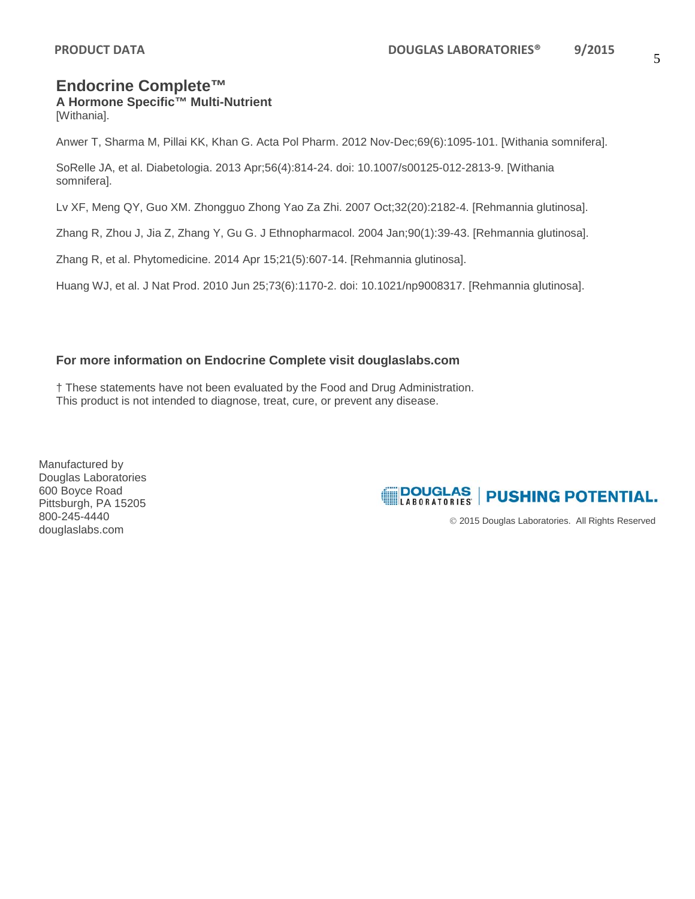# Endocrine Complete™

**A Hormone Specific™ Multi-Nutrient**

[Withania].

Anwer T, Sharma M, Pillai KK, Khan G. Acta Pol Pharm. 2012 Nov-Dec;69(6):1095-101. [Withania somnifera].

SoRelle JA, et al. Diabetologia. 2013 Apr;56(4):814-24. doi: 10.1007/s00125-012-2813-9. [Withania somnifera].

Lv XF, Meng QY, Guo XM. Zhongguo Zhong Yao Za Zhi. 2007 Oct;32(20):2182-4. [Rehmannia glutinosa].

Zhang R, Zhou J, Jia Z, Zhang Y, Gu G. J Ethnopharmacol. 2004 Jan;90(1):39-43. [Rehmannia glutinosa].

Zhang R, et al. Phytomedicine. 2014 Apr 15;21(5):607-14. [Rehmannia glutinosa].

Huang WJ, et al. J Nat Prod. 2010 Jun 25;73(6):1170-2. doi: 10.1021/np9008317. [Rehmannia glutinosa].

**For more information on Endocrine Complete visit douglaslabs.com**

† These statements have not been evaluated by the Food and Drug Administration.
This product is not intended to diagnose, treat, cure, or prevent any disease.

Manufactured by
Douglas Laboratories
600 Boyce Road
Pittsburgh, PA 15205
800-245-4440
douglaslabs.com

DOUGLAS LABORATORIES | PUSHING POTENTIAL.

© 2015 Douglas Laboratories. All Rights Reserved